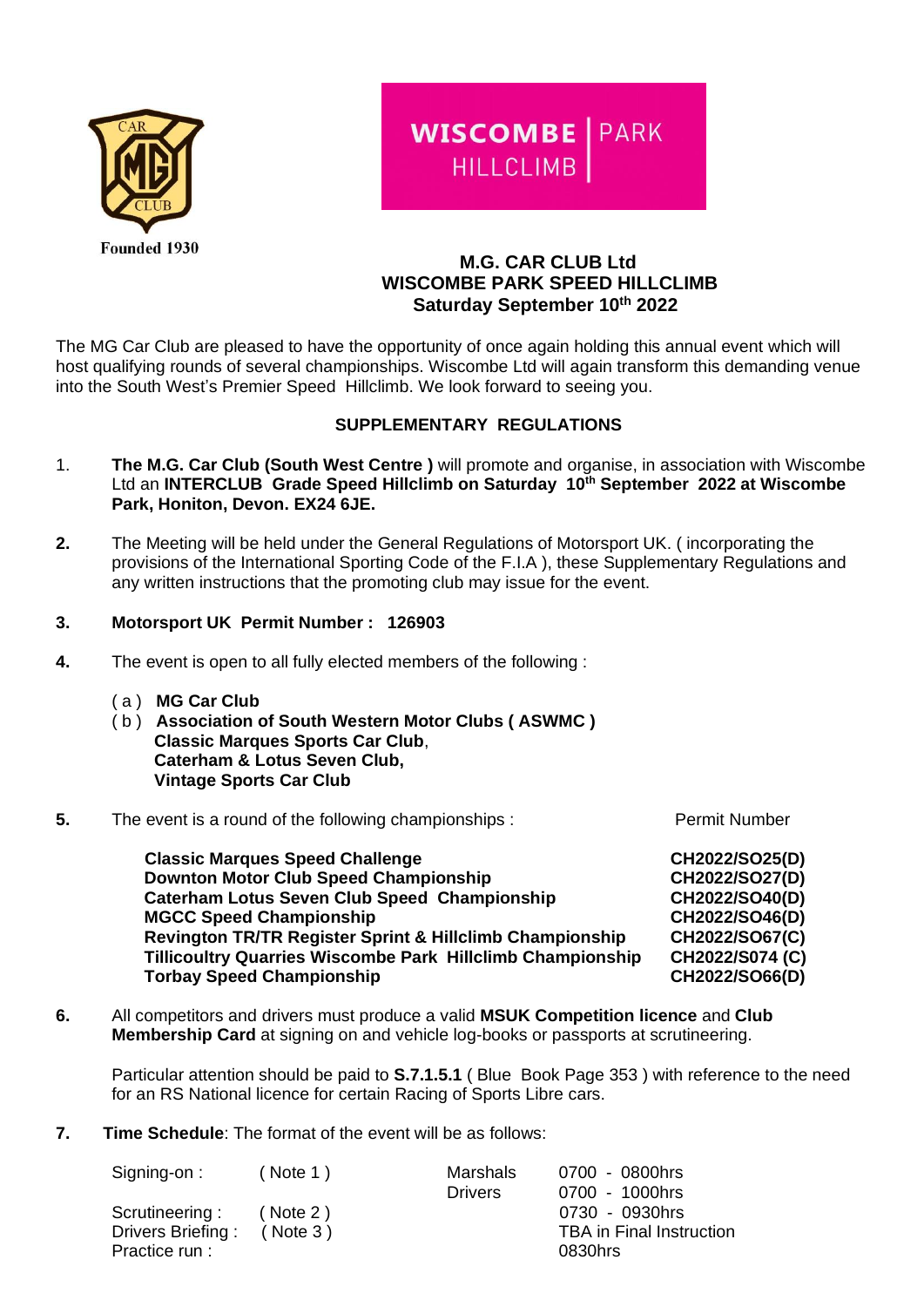CAR MG CLUB

Founded 1930

WISCOMBE | PARK
HILLCLIMB

# M.G. CAR CLUB Ltd
# WISCOMBE PARK SPEED HILLCLIMB
## Saturday September 10th 2022

The MG Car Club are pleased to have the opportunity of once again holding this annual event which will host qualifying rounds of several championships. Wiscombe Ltd will again transform this demanding venue into the South West's Premier Speed Hillclimb. We look forward to seeing you.

## SUPPLEMENTARY REGULATIONS

1. **The M.G. Car Club (South West Centre )** will promote and organise, in association with Wiscombe Ltd an **INTERCLUB Grade Speed Hillclimb on Saturday 10th September 2022 at Wiscombe Park, Honiton, Devon. EX24 6JE.**

2. The Meeting will be held under the General Regulations of Motorsport UK. ( incorporating the provisions of the International Sporting Code of the F.I.A ), these Supplementary Regulations and any written instructions that the promoting club may issue for the event.

3. **Motorsport UK Permit Number : 126903**

4. The event is open to all fully elected members of the following :

   ( a ) **MG Car Club**
   ( b ) **Association of South Western Motor Clubs ( ASWMC )**
   **Classic Marques Sports Car Club**,
   **Caterham & Lotus Seven Club,**
   **Vintage Sports Car Club**

5. The event is a round of the following championships :

| Championship | Permit Number |
|---|---|
| **Classic Marques Speed Challenge** | **CH2022/SO25(D)** |
| **Downton Motor Club Speed Championship** | **CH2022/SO27(D)** |
| **Caterham Lotus Seven Club Speed Championship** | **CH2022/SO40(D)** |
| **MGCC Speed Championship** | **CH2022/SO46(D)** |
| **Revington TR/TR Register Sprint & Hillclimb Championship** | **CH2022/SO67(C)** |
| **Tillicoultry Quarries Wiscombe Park Hillclimb Championship** | **CH2022/S074 (C)** |
| **Torbay Speed Championship** | **CH2022/SO66(D)** |

6. All competitors and drivers must produce a valid **MSUK Competition licence** and **Club Membership Card** at signing on and vehicle log-books or passports at scrutineering.

   Particular attention should be paid to **S.7.1.5.1** ( Blue Book Page 353 ) with reference to the need for an RS National licence for certain Racing of Sports Libre cars.

7. **Time Schedule**: The format of the event will be as follows:

| | | | |
|---|---|---|---|
| Signing-on : | ( Note 1 ) | Marshals | 0700 - 0800hrs |
| | | Drivers | 0700 - 1000hrs |
| Scrutineering : | ( Note 2 ) | | 0730 - 0930hrs |
| Drivers Briefing : | ( Note 3 ) | | TBA in Final Instruction |
| Practice run : | | | 0830hrs |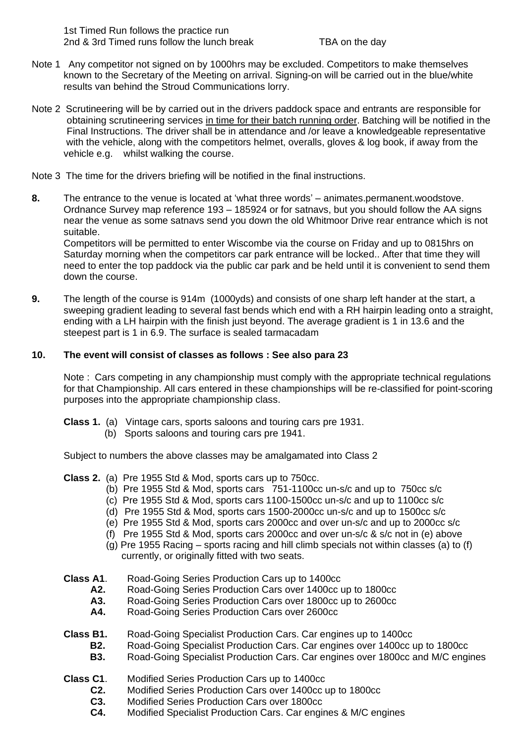1st Timed Run follows the practice run
2nd & 3rd Timed runs follow the lunch break TBA on the day

Note 1 Any competitor not signed on by 1000hrs may be excluded. Competitors to make themselves known to the Secretary of the Meeting on arrival. Signing-on will be carried out in the blue/white results van behind the Stroud Communications lorry.

Note 2 Scrutineering will be by carried out in the drivers paddock space and entrants are responsible for obtaining scrutineering services in time for their batch running order. Batching will be notified in the Final Instructions. The driver shall be in attendance and /or leave a knowledgeable representative with the vehicle, along with the competitors helmet, overalls, gloves & log book, if away from the vehicle e.g. whilst walking the course.

Note 3 The time for the drivers briefing will be notified in the final instructions.

**8.** The entrance to the venue is located at 'what three words' – animates.permanent.woodstove. Ordnance Survey map reference 193 – 185924 or for satnavs, but you should follow the AA signs near the venue as some satnavs send you down the old Whitmoor Drive rear entrance which is not suitable.
Competitors will be permitted to enter Wiscombe via the course on Friday and up to 0815hrs on Saturday morning when the competitors car park entrance will be locked.. After that time they will need to enter the top paddock via the public car park and be held until it is convenient to send them down the course.

**9.** The length of the course is 914m (1000yds) and consists of one sharp left hander at the start, a sweeping gradient leading to several fast bends which end with a RH hairpin leading onto a straight, ending with a LH hairpin with the finish just beyond. The average gradient is 1 in 13.6 and the steepest part is 1 in 6.9. The surface is sealed tarmacadam

**10. The event will consist of classes as follows : See also para 23**

Note : Cars competing in any championship must comply with the appropriate technical regulations for that Championship. All cars entered in these championships will be re-classified for point-scoring purposes into the appropriate championship class.

**Class 1.** (a) Vintage cars, sports saloons and touring cars pre 1931.
(b) Sports saloons and touring cars pre 1941.

Subject to numbers the above classes may be amalgamated into Class 2

**Class 2.** (a) Pre 1955 Std & Mod, sports cars up to 750cc.
(b) Pre 1955 Std & Mod, sports cars 751-1100cc un-s/c and up to 750cc s/c
(c) Pre 1955 Std & Mod, sports cars 1100-1500cc un-s/c and up to 1100cc s/c
(d) Pre 1955 Std & Mod, sports cars 1500-2000cc un-s/c and up to 1500cc s/c
(e) Pre 1955 Std & Mod, sports cars 2000cc and over un-s/c and up to 2000cc s/c
(f) Pre 1955 Std & Mod, sports cars 2000cc and over un-s/c & s/c not in (e) above
(g) Pre 1955 Racing – sports racing and hill climb specials not within classes (a) to (f) currently, or originally fitted with two seats.

**Class A1**. Road-Going Series Production Cars up to 1400cc
**A2.** Road-Going Series Production Cars over 1400cc up to 1800cc
**A3.** Road-Going Series Production Cars over 1800cc up to 2600cc
**A4.** Road-Going Series Production Cars over 2600cc

**Class B1.** Road-Going Specialist Production Cars. Car engines up to 1400cc
**B2.** Road-Going Specialist Production Cars. Car engines over 1400cc up to 1800cc
**B3.** Road-Going Specialist Production Cars. Car engines over 1800cc and M/C engines

**Class C1**. Modified Series Production Cars up to 1400cc
**C2.** Modified Series Production Cars over 1400cc up to 1800cc
**C3.** Modified Series Production Cars over 1800cc
**C4.** Modified Specialist Production Cars. Car engines & M/C engines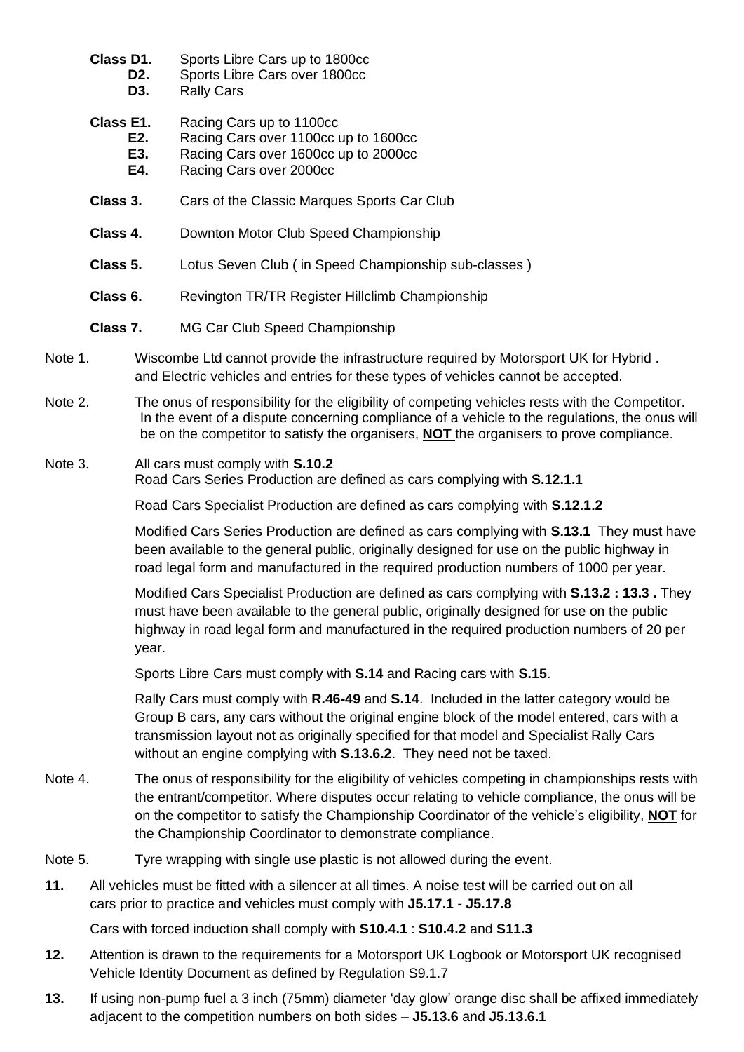**Class D1.** Sports Libre Cars up to 1800cc
**D2.** Sports Libre Cars over 1800cc
**D3.** Rally Cars

**Class E1.** Racing Cars up to 1100cc
**E2.** Racing Cars over 1100cc up to 1600cc
**E3.** Racing Cars over 1600cc up to 2000cc
**E4.** Racing Cars over 2000cc

**Class 3.** Cars of the Classic Marques Sports Car Club

**Class 4.** Downton Motor Club Speed Championship

**Class 5.** Lotus Seven Club ( in Speed Championship sub-classes )

**Class 6.** Revington TR/TR Register Hillclimb Championship

**Class 7.** MG Car Club Speed Championship

Note 1. Wiscombe Ltd cannot provide the infrastructure required by Motorsport UK for Hybrid . and Electric vehicles and entries for these types of vehicles cannot be accepted.

Note 2. The onus of responsibility for the eligibility of competing vehicles rests with the Competitor. In the event of a dispute concerning compliance of a vehicle to the regulations, the onus will be on the competitor to satisfy the organisers, **NOT** the organisers to prove compliance.

Note 3. All cars must comply with **S.10.2**
Road Cars Series Production are defined as cars complying with **S.12.1.1**

Road Cars Specialist Production are defined as cars complying with **S.12.1.2**

Modified Cars Series Production are defined as cars complying with **S.13.1** They must have been available to the general public, originally designed for use on the public highway in road legal form and manufactured in the required production numbers of 1000 per year.

Modified Cars Specialist Production are defined as cars complying with **S.13.2 : 13.3 .** They must have been available to the general public, originally designed for use on the public highway in road legal form and manufactured in the required production numbers of 20 per year.

Sports Libre Cars must comply with **S.14** and Racing cars with **S.15**.

Rally Cars must comply with **R.46-49** and **S.14**. Included in the latter category would be Group B cars, any cars without the original engine block of the model entered, cars with a transmission layout not as originally specified for that model and Specialist Rally Cars without an engine complying with **S.13.6.2**. They need not be taxed.

Note 4. The onus of responsibility for the eligibility of vehicles competing in championships rests with the entrant/competitor. Where disputes occur relating to vehicle compliance, the onus will be on the competitor to satisfy the Championship Coordinator of the vehicle's eligibility, **NOT** for the Championship Coordinator to demonstrate compliance.

Note 5. Tyre wrapping with single use plastic is not allowed during the event.

**11.** All vehicles must be fitted with a silencer at all times. A noise test will be carried out on all cars prior to practice and vehicles must comply with **J5.17.1 - J5.17.8**

Cars with forced induction shall comply with **S10.4.1** : **S10.4.2** and **S11.3**

**12.** Attention is drawn to the requirements for a Motorsport UK Logbook or Motorsport UK recognised Vehicle Identity Document as defined by Regulation S9.1.7

**13.** If using non-pump fuel a 3 inch (75mm) diameter 'day glow' orange disc shall be affixed immediately adjacent to the competition numbers on both sides – **J5.13.6** and **J5.13.6.1**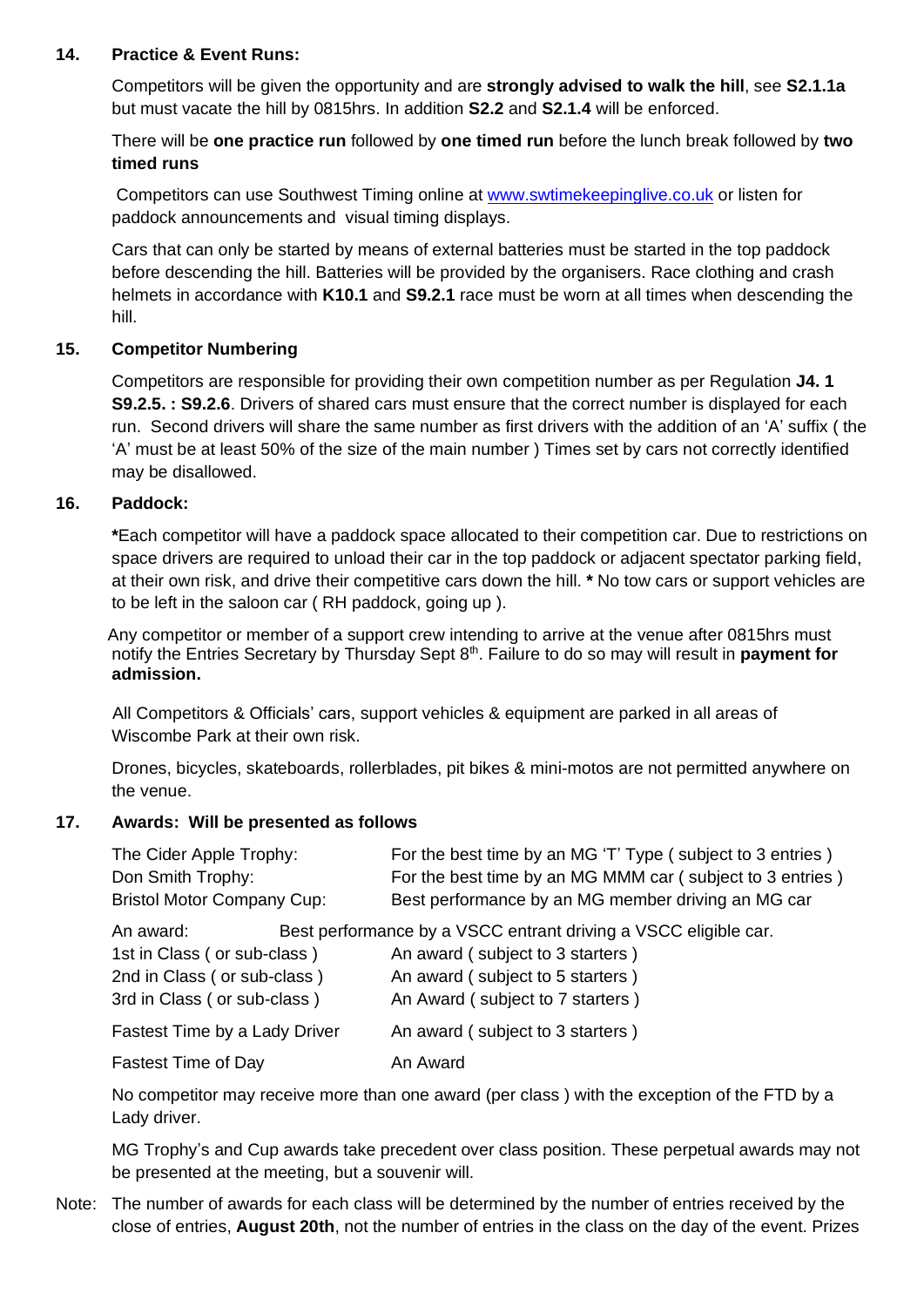**14. Practice & Event Runs:**

Competitors will be given the opportunity and are **strongly advised to walk the hill**, see **S2.1.1a** but must vacate the hill by 0815hrs. In addition **S2.2** and **S2.1.4** will be enforced.

There will be **one practice run** followed by **one timed run** before the lunch break followed by **two timed runs**

Competitors can use Southwest Timing online at www.swtimekeepinglive.co.uk or listen for paddock announcements and visual timing displays.

Cars that can only be started by means of external batteries must be started in the top paddock before descending the hill. Batteries will be provided by the organisers. Race clothing and crash helmets in accordance with **K10.1** and **S9.2.1** race must be worn at all times when descending the hill.

**15. Competitor Numbering**

Competitors are responsible for providing their own competition number as per Regulation **J4. 1 S9.2.5. : S9.2.6**. Drivers of shared cars must ensure that the correct number is displayed for each run. Second drivers will share the same number as first drivers with the addition of an 'A' suffix ( the 'A' must be at least 50% of the size of the main number ) Times set by cars not correctly identified may be disallowed.

**16. Paddock:**

**\***Each competitor will have a paddock space allocated to their competition car. Due to restrictions on space drivers are required to unload their car in the top paddock or adjacent spectator parking field, at their own risk, and drive their competitive cars down the hill. **\*** No tow cars or support vehicles are to be left in the saloon car ( RH paddock, going up ).

Any competitor or member of a support crew intending to arrive at the venue after 0815hrs must notify the Entries Secretary by Thursday Sept 8th. Failure to do so may will result in **payment for admission.**

All Competitors & Officials' cars, support vehicles & equipment are parked in all areas of Wiscombe Park at their own risk.

Drones, bicycles, skateboards, rollerblades, pit bikes & mini-motos are not permitted anywhere on the venue.

**17. Awards: Will be presented as follows**

| | |
|---|---|
| The Cider Apple Trophy: | For the best time by an MG 'T' Type ( subject to 3 entries ) |
| Don Smith Trophy: | For the best time by an MG MMM car ( subject to 3 entries ) |
| Bristol Motor Company Cup: | Best performance by an MG member driving an MG car |
| An award: | Best performance by a VSCC entrant driving a VSCC eligible car. |
| 1st in Class ( or sub-class ) | An award ( subject to 3 starters ) |
| 2nd in Class ( or sub-class ) | An award ( subject to 5 starters ) |
| 3rd in Class ( or sub-class ) | An Award ( subject to 7 starters ) |
| Fastest Time by a Lady Driver | An award ( subject to 3 starters ) |
| Fastest Time of Day | An Award |

No competitor may receive more than one award (per class ) with the exception of the FTD by a Lady driver.

MG Trophy's and Cup awards take precedent over class position. These perpetual awards may not be presented at the meeting, but a souvenir will.

Note: The number of awards for each class will be determined by the number of entries received by the close of entries, **August 20th**, not the number of entries in the class on the day of the event. Prizes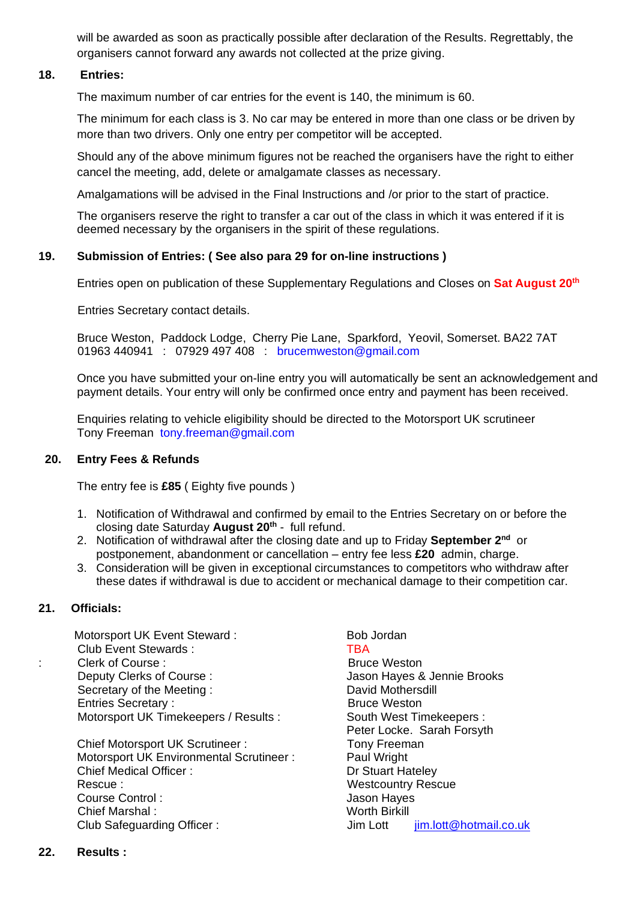will be awarded as soon as practically possible after declaration of the Results. Regrettably, the organisers cannot forward any awards not collected at the prize giving.

## 18. Entries:

The maximum number of car entries for the event is 140, the minimum is 60.

The minimum for each class is 3. No car may be entered in more than one class or be driven by more than two drivers. Only one entry per competitor will be accepted.

Should any of the above minimum figures not be reached the organisers have the right to either cancel the meeting, add, delete or amalgamate classes as necessary.

Amalgamations will be advised in the Final Instructions and /or prior to the start of practice.

The organisers reserve the right to transfer a car out of the class in which it was entered if it is deemed necessary by the organisers in the spirit of these regulations.

## 19. Submission of Entries: ( See also para 29 for on-line instructions )

Entries open on publication of these Supplementary Regulations and Closes on **Sat August 20th**

Entries Secretary contact details.

Bruce Weston, Paddock Lodge, Cherry Pie Lane, Sparkford, Yeovil, Somerset. BA22 7AT
01963 440941 : 07929 497 408 : brucemweston@gmail.com

Once you have submitted your on-line entry you will automatically be sent an acknowledgement and payment details. Your entry will only be confirmed once entry and payment has been received.

Enquiries relating to vehicle eligibility should be directed to the Motorsport UK scrutineer
Tony Freeman tony.freeman@gmail.com

## 20. Entry Fees & Refunds

The entry fee is **£85** ( Eighty five pounds )

1. Notification of Withdrawal and confirmed by email to the Entries Secretary on or before the closing date Saturday **August 20th** - full refund.
2. Notification of withdrawal after the closing date and up to Friday **September 2nd** or postponement, abandonment or cancellation – entry fee less **£20** admin, charge.
3. Consideration will be given in exceptional circumstances to competitors who withdraw after these dates if withdrawal is due to accident or mechanical damage to their competition car.

## 21. Officials:

| | |
|---|---|
| Motorsport UK Event Steward : | Bob Jordan |
| Club Event Stewards : | TBA |
| Clerk of Course : | Bruce Weston |
| Deputy Clerks of Course : | Jason Hayes & Jennie Brooks |
| Secretary of the Meeting : | David Mothersdill |
| Entries Secretary : | Bruce Weston |
| Motorsport UK Timekeepers / Results : | South West Timekeepers : Peter Locke. Sarah Forsyth |
| Chief Motorsport UK Scrutineer : | Tony Freeman |
| Motorsport UK Environmental Scrutineer : | Paul Wright |
| Chief Medical Officer : | Dr Stuart Hateley |
| Rescue : | Westcountry Rescue |
| Course Control : | Jason Hayes |
| Chief Marshal : | Worth Birkill |
| Club Safeguarding Officer : | Jim Lott jim.lott@hotmail.co.uk |

## 22. Results :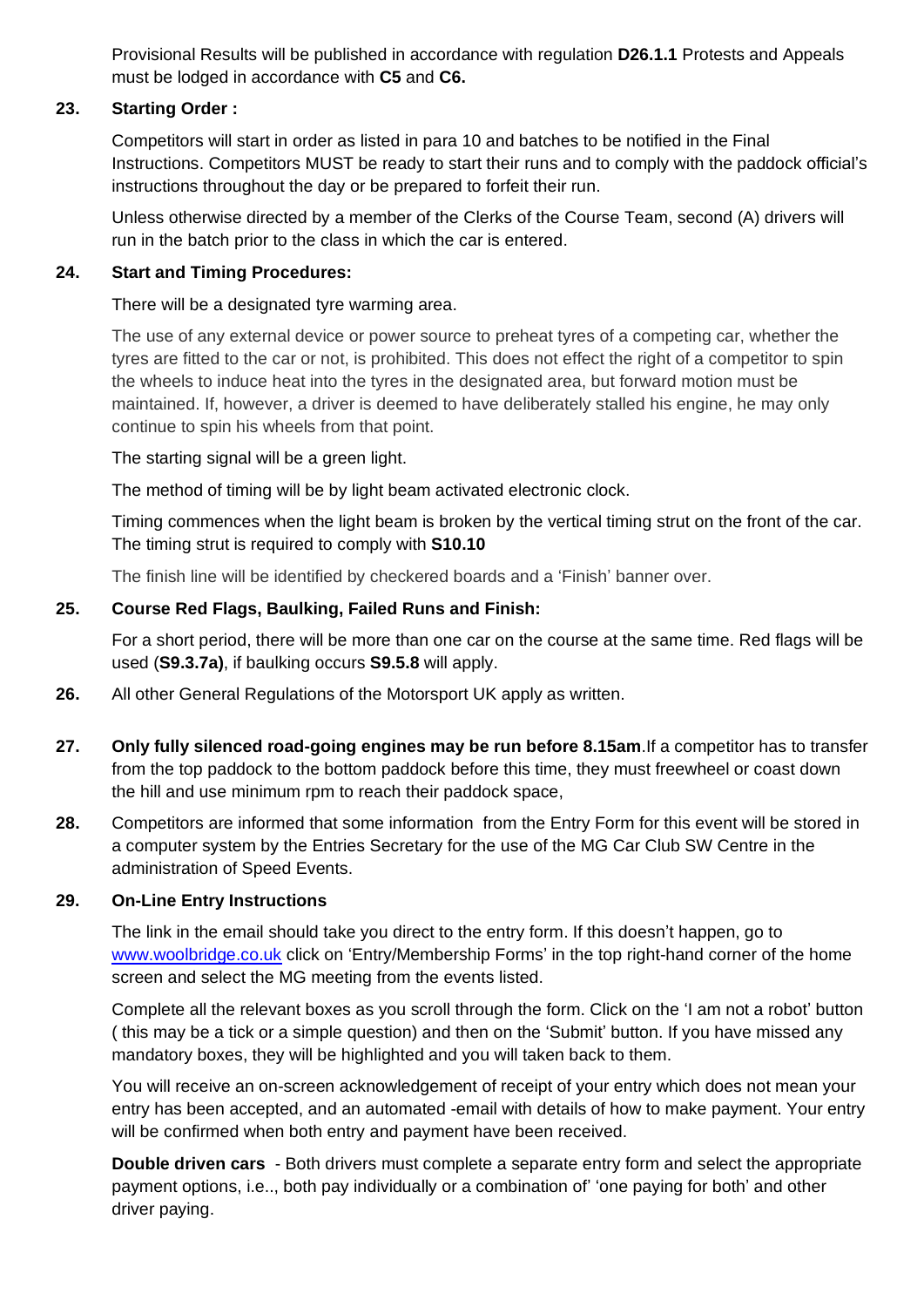Provisional Results will be published in accordance with regulation **D26.1.1** Protests and Appeals must be lodged in accordance with **C5** and **C6.**

**23. Starting Order :**

Competitors will start in order as listed in para 10 and batches to be notified in the Final Instructions. Competitors MUST be ready to start their runs and to comply with the paddock official's instructions throughout the day or be prepared to forfeit their run.

Unless otherwise directed by a member of the Clerks of the Course Team, second (A) drivers will run in the batch prior to the class in which the car is entered.

**24. Start and Timing Procedures:**

There will be a designated tyre warming area.

The use of any external device or power source to preheat tyres of a competing car, whether the tyres are fitted to the car or not, is prohibited. This does not effect the right of a competitor to spin the wheels to induce heat into the tyres in the designated area, but forward motion must be maintained. If, however, a driver is deemed to have deliberately stalled his engine, he may only continue to spin his wheels from that point.

The starting signal will be a green light.

The method of timing will be by light beam activated electronic clock.

Timing commences when the light beam is broken by the vertical timing strut on the front of the car. The timing strut is required to comply with **S10.10**

The finish line will be identified by checkered boards and a 'Finish' banner over.

**25. Course Red Flags, Baulking, Failed Runs and Finish:**

For a short period, there will be more than one car on the course at the same time. Red flags will be used (**S9.3.7a)**, if baulking occurs **S9.5.8** will apply.

**26.** All other General Regulations of the Motorsport UK apply as written.

**27. Only fully silenced road-going engines may be run before 8.15am**.If a competitor has to transfer from the top paddock to the bottom paddock before this time, they must freewheel or coast down the hill and use minimum rpm to reach their paddock space,

**28.** Competitors are informed that some information from the Entry Form for this event will be stored in a computer system by the Entries Secretary for the use of the MG Car Club SW Centre in the administration of Speed Events.

**29. On-Line Entry Instructions**

The link in the email should take you direct to the entry form. If this doesn't happen, go to [www.woolbridge.co.uk](http://www.woolbridge.co.uk) click on 'Entry/Membership Forms' in the top right-hand corner of the home screen and select the MG meeting from the events listed.

Complete all the relevant boxes as you scroll through the form. Click on the 'I am not a robot' button ( this may be a tick or a simple question) and then on the 'Submit' button. If you have missed any mandatory boxes, they will be highlighted and you will taken back to them.

You will receive an on-screen acknowledgement of receipt of your entry which does not mean your entry has been accepted, and an automated -email with details of how to make payment. Your entry will be confirmed when both entry and payment have been received.

**Double driven cars** - Both drivers must complete a separate entry form and select the appropriate payment options, i.e.., both pay individually or a combination of' 'one paying for both' and other driver paying.